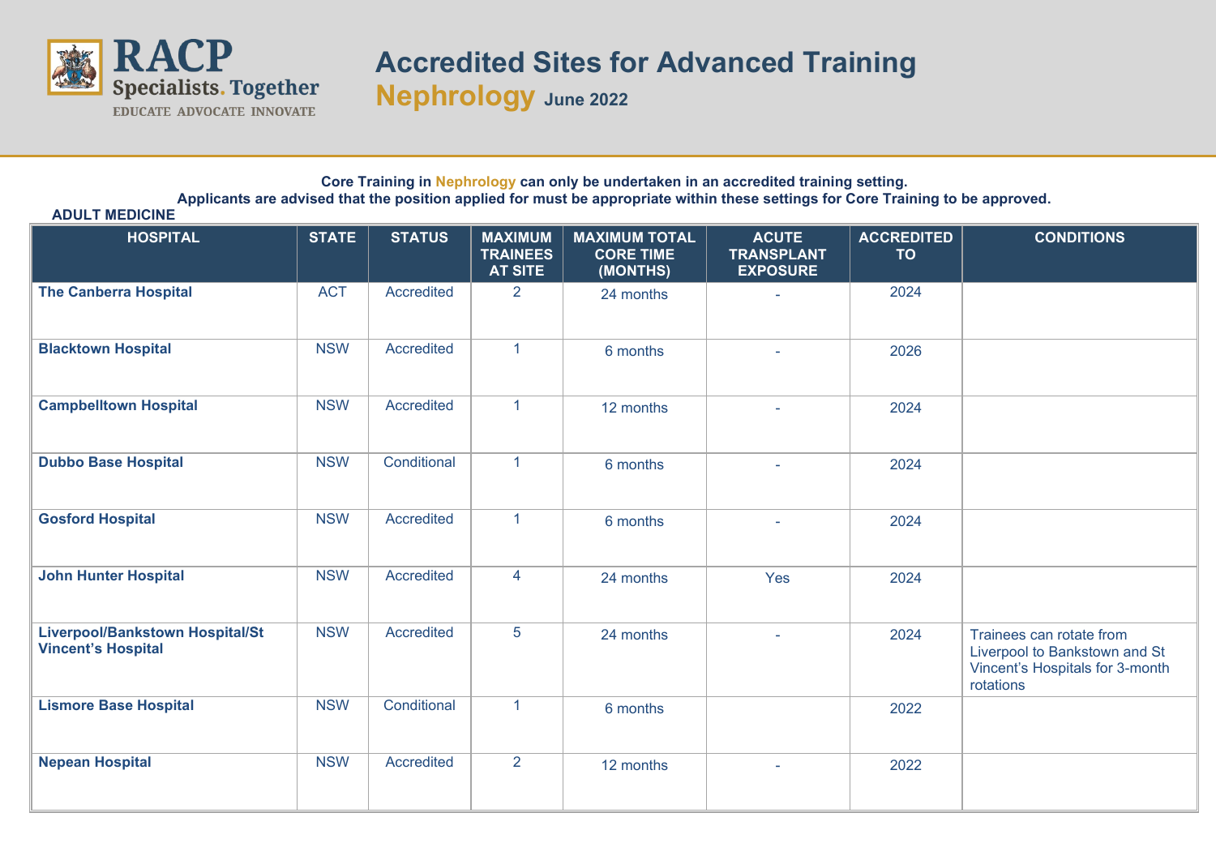# Accredited Sites for Advanced Training

## Nephrology June 2022

**Core Training in Nephrology can only be undertaken in an accredited training setting.**
**Applicants are advised that the position applied for must be appropriate within these settings for Core Training to be approved.**

**ADULT MEDICINE**

| HOSPITAL | STATE | STATUS | MAXIMUM TRAINEES AT SITE | MAXIMUM TOTAL CORE TIME (MONTHS) | ACUTE TRANSPLANT EXPOSURE | ACCREDITED TO | CONDITIONS |
|---|---|---|---|---|---|---|---|
| **The Canberra Hospital** | ACT | Accredited | 2 | 24 months | - | 2024 | |
| **Blacktown Hospital** | NSW | Accredited | 1 | 6 months | - | 2026 | |
| **Campbelltown Hospital** | NSW | Accredited | 1 | 12 months | - | 2024 | |
| **Dubbo Base Hospital** | NSW | Conditional | 1 | 6 months | - | 2024 | |
| **Gosford Hospital** | NSW | Accredited | 1 | 6 months | - | 2024 | |
| **John Hunter Hospital** | NSW | Accredited | 4 | 24 months | Yes | 2024 | |
| **Liverpool/Bankstown Hospital/St Vincent's Hospital** | NSW | Accredited | 5 | 24 months | - | 2024 | Trainees can rotate from Liverpool to Bankstown and St Vincent's Hospitals for 3-month rotations |
| **Lismore Base Hospital** | NSW | Conditional | 1 | 6 months | | 2022 | |
| **Nepean Hospital** | NSW | Accredited | 2 | 12 months | - | 2022 | |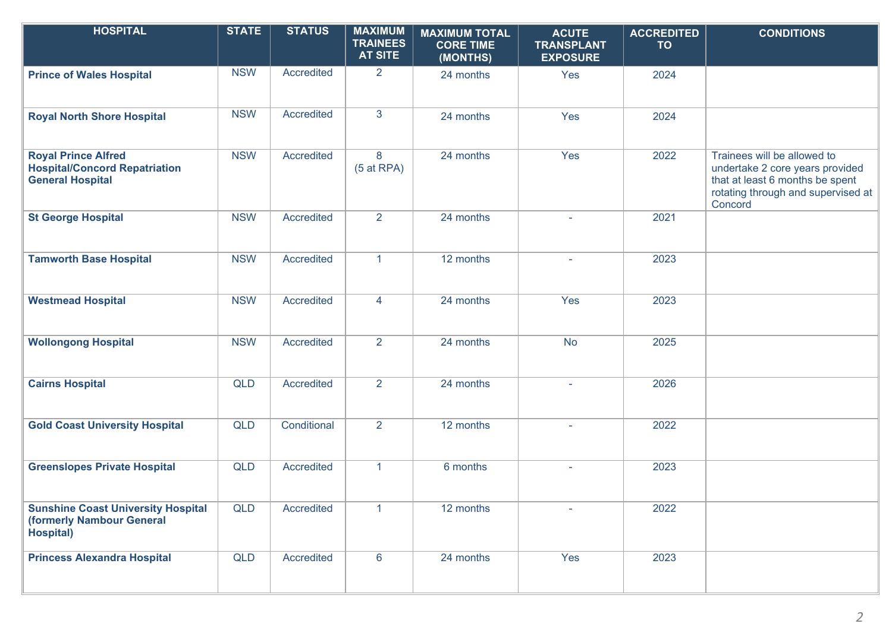| HOSPITAL | STATE | STATUS | MAXIMUM TRAINEES AT SITE | MAXIMUM TOTAL CORE TIME (MONTHS) | ACUTE TRANSPLANT EXPOSURE | ACCREDITED TO | CONDITIONS |
|---|---|---|---|---|---|---|---|
| **Prince of Wales Hospital** | NSW | Accredited | 2 | 24 months | Yes | 2024 | |
| **Royal North Shore Hospital** | NSW | Accredited | 3 | 24 months | Yes | 2024 | |
| **Royal Prince Alfred Hospital/Concord Repatriation General Hospital** | NSW | Accredited | 8 (5 at RPA) | 24 months | Yes | 2022 | Trainees will be allowed to undertake 2 core years provided that at least 6 months be spent rotating through and supervised at Concord |
| **St George Hospital** | NSW | Accredited | 2 | 24 months | - | 2021 | |
| **Tamworth Base Hospital** | NSW | Accredited | 1 | 12 months | - | 2023 | |
| **Westmead Hospital** | NSW | Accredited | 4 | 24 months | Yes | 2023 | |
| **Wollongong Hospital** | NSW | Accredited | 2 | 24 months | No | 2025 | |
| **Cairns Hospital** | QLD | Accredited | 2 | 24 months | - | 2026 | |
| **Gold Coast University Hospital** | QLD | Conditional | 2 | 12 months | - | 2022 | |
| **Greenslopes Private Hospital** | QLD | Accredited | 1 | 6 months | - | 2023 | |
| **Sunshine Coast University Hospital (formerly Nambour General Hospital)** | QLD | Accredited | 1 | 12 months | - | 2022 | |
| **Princess Alexandra Hospital** | QLD | Accredited | 6 | 24 months | Yes | 2023 | |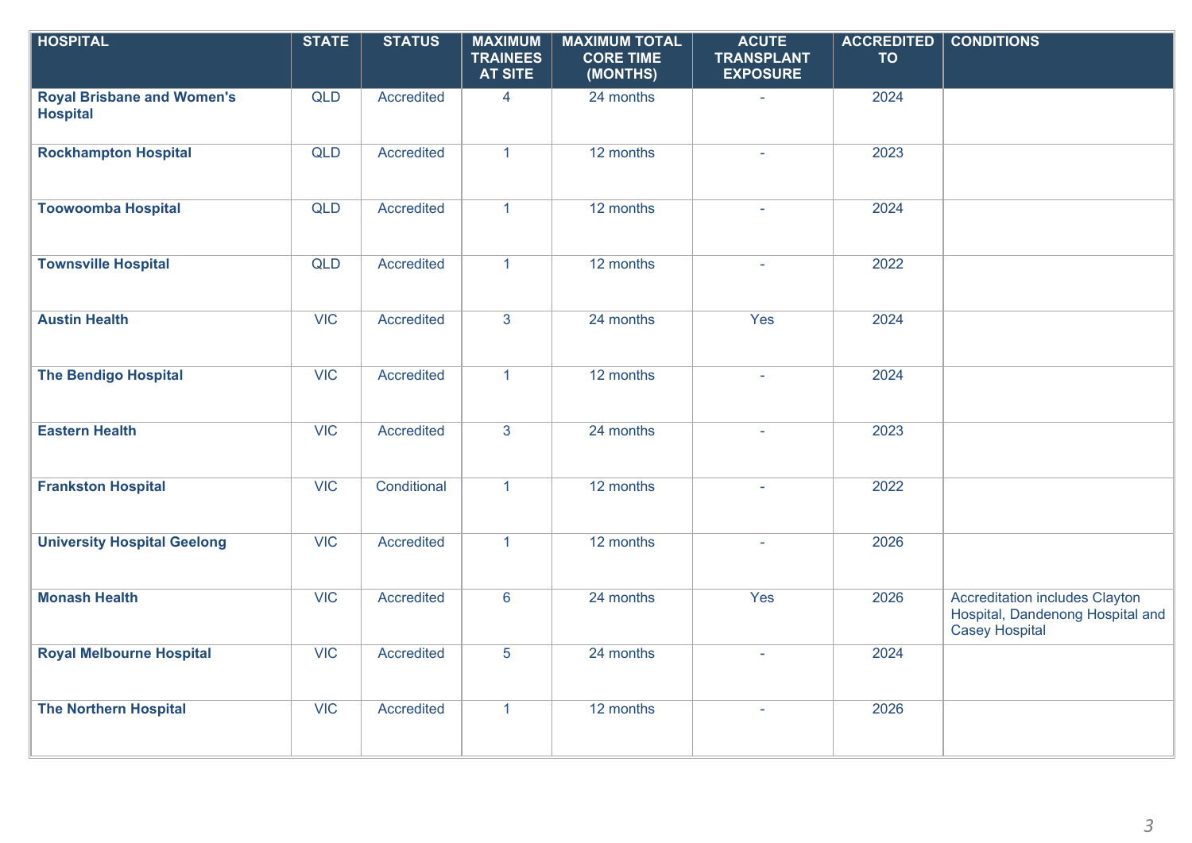| HOSPITAL | STATE | STATUS | MAXIMUM TRAINEES AT SITE | MAXIMUM TOTAL CORE TIME (MONTHS) | ACUTE TRANSPLANT EXPOSURE | ACCREDITED TO | CONDITIONS |
|---|---|---|---|---|---|---|---|
| **Royal Brisbane and Women's Hospital** | QLD | Accredited | 4 | 24 months | - | 2024 | |
| **Rockhampton Hospital** | QLD | Accredited | 1 | 12 months | - | 2023 | |
| **Toowoomba Hospital** | QLD | Accredited | 1 | 12 months | - | 2024 | |
| **Townsville Hospital** | QLD | Accredited | 1 | 12 months | - | 2022 | |
| **Austin Health** | VIC | Accredited | 3 | 24 months | Yes | 2024 | |
| **The Bendigo Hospital** | VIC | Accredited | 1 | 12 months | - | 2024 | |
| **Eastern Health** | VIC | Accredited | 3 | 24 months | - | 2023 | |
| **Frankston Hospital** | VIC | Conditional | 1 | 12 months | - | 2022 | |
| **University Hospital Geelong** | VIC | Accredited | 1 | 12 months | - | 2026 | |
| **Monash Health** | VIC | Accredited | 6 | 24 months | Yes | 2026 | Accreditation includes Clayton Hospital, Dandenong Hospital and Casey Hospital |
| **Royal Melbourne Hospital** | VIC | Accredited | 5 | 24 months | - | 2024 | |
| **The Northern Hospital** | VIC | Accredited | 1 | 12 months | - | 2026 | |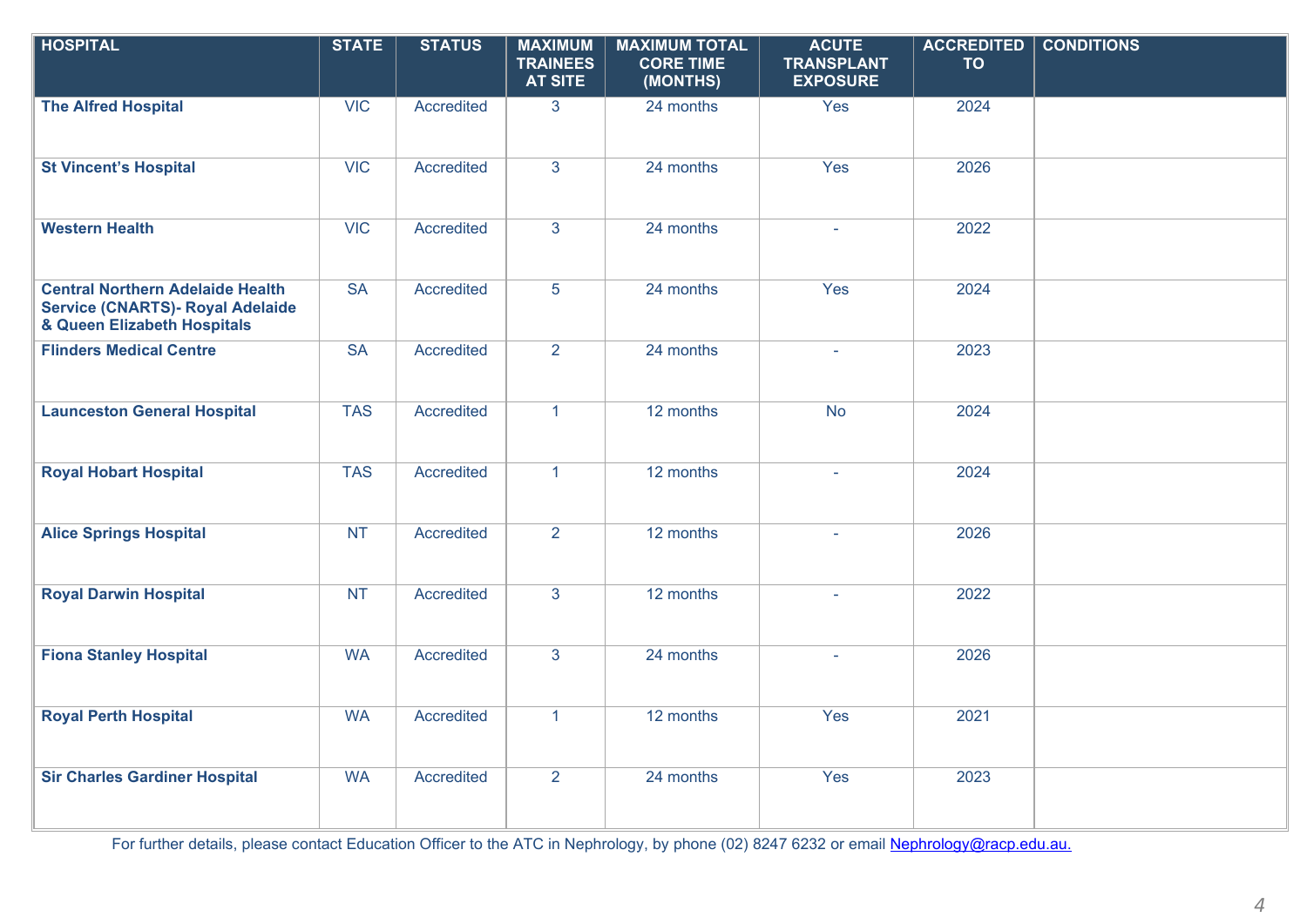| HOSPITAL | STATE | STATUS | MAXIMUM TRAINEES AT SITE | MAXIMUM TOTAL CORE TIME (MONTHS) | ACUTE TRANSPLANT EXPOSURE | ACCREDITED TO | CONDITIONS |
|---|---|---|---|---|---|---|---|
| **The Alfred Hospital** | VIC | Accredited | 3 | 24 months | Yes | 2024 | |
| **St Vincent's Hospital** | VIC | Accredited | 3 | 24 months | Yes | 2026 | |
| **Western Health** | VIC | Accredited | 3 | 24 months | - | 2022 | |
| **Central Northern Adelaide Health Service (CNARTS)- Royal Adelaide & Queen Elizabeth Hospitals** | SA | Accredited | 5 | 24 months | Yes | 2024 | |
| **Flinders Medical Centre** | SA | Accredited | 2 | 24 months | - | 2023 | |
| **Launceston General Hospital** | TAS | Accredited | 1 | 12 months | No | 2024 | |
| **Royal Hobart Hospital** | TAS | Accredited | 1 | 12 months | - | 2024 | |
| **Alice Springs Hospital** | NT | Accredited | 2 | 12 months | - | 2026 | |
| **Royal Darwin Hospital** | NT | Accredited | 3 | 12 months | - | 2022 | |
| **Fiona Stanley Hospital** | WA | Accredited | 3 | 24 months | - | 2026 | |
| **Royal Perth Hospital** | WA | Accredited | 1 | 12 months | Yes | 2021 | |
| **Sir Charles Gardiner Hospital** | WA | Accredited | 2 | 24 months | Yes | 2023 | |

For further details, please contact Education Officer to the ATC in Nephrology, by phone (02) 8247 6232 or email Nephrology@racp.edu.au.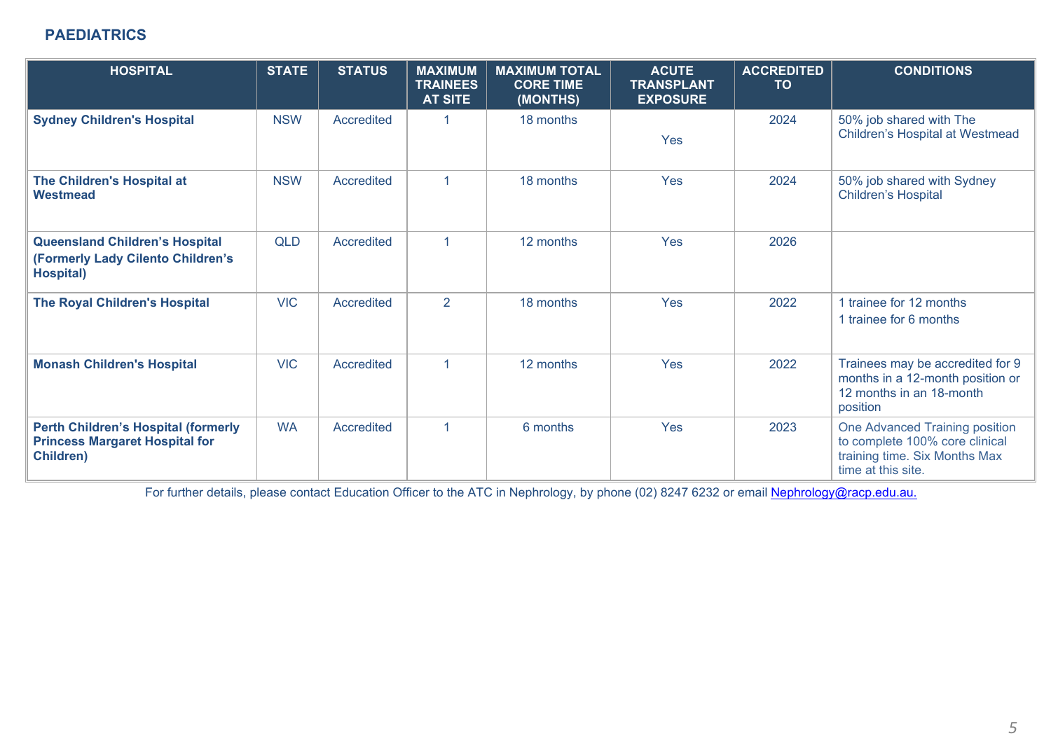## PAEDIATRICS

| HOSPITAL | STATE | STATUS | MAXIMUM TRAINEES AT SITE | MAXIMUM TOTAL CORE TIME (MONTHS) | ACUTE TRANSPLANT EXPOSURE | ACCREDITED TO | CONDITIONS |
|---|---|---|---|---|---|---|---|
| **Sydney Children's Hospital** | NSW | Accredited | 1 | 18 months | Yes | 2024 | 50% job shared with The Children's Hospital at Westmead |
| **The Children's Hospital at Westmead** | NSW | Accredited | 1 | 18 months | Yes | 2024 | 50% job shared with Sydney Children's Hospital |
| **Queensland Children's Hospital (Formerly Lady Cilento Children's Hospital)** | QLD | Accredited | 1 | 12 months | Yes | 2026 | |
| **The Royal Children's Hospital** | VIC | Accredited | 2 | 18 months | Yes | 2022 | 1 trainee for 12 months<br>1 trainee for 6 months |
| **Monash Children's Hospital** | VIC | Accredited | 1 | 12 months | Yes | 2022 | Trainees may be accredited for 9 months in a 12-month position or 12 months in an 18-month position |
| **Perth Children's Hospital (formerly Princess Margaret Hospital for Children)** | WA | Accredited | 1 | 6 months | Yes | 2023 | One Advanced Training position to complete 100% core clinical training time. Six Months Max time at this site. |

For further details, please contact Education Officer to the ATC in Nephrology, by phone (02) 8247 6232 or email Nephrology@racp.edu.au.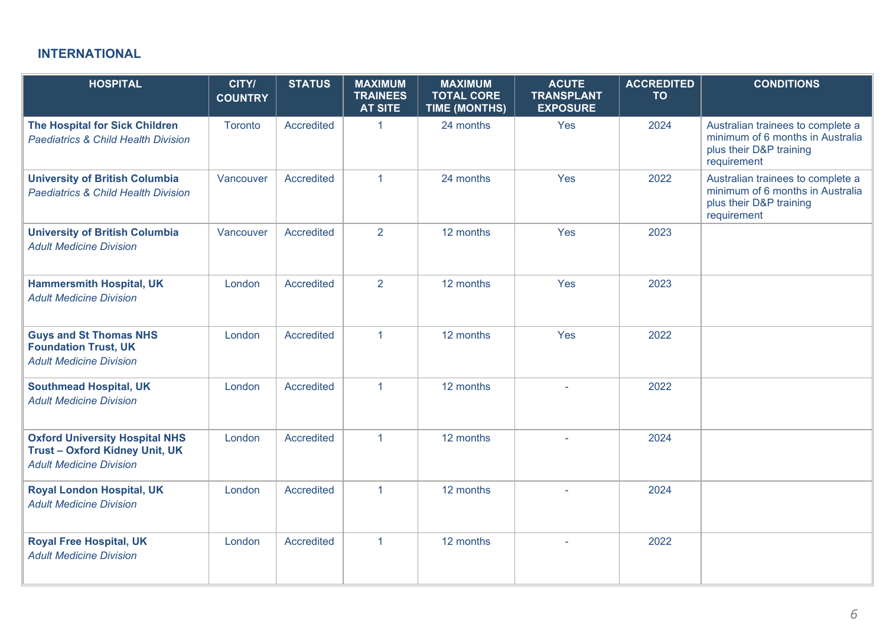## INTERNATIONAL

| HOSPITAL | CITY/ COUNTRY | STATUS | MAXIMUM TRAINEES AT SITE | MAXIMUM TOTAL CORE TIME (MONTHS) | ACUTE TRANSPLANT EXPOSURE | ACCREDITED TO | CONDITIONS |
|---|---|---|---|---|---|---|---|
| **The Hospital for Sick Children** *Paediatrics & Child Health Division* | Toronto | Accredited | 1 | 24 months | Yes | 2024 | Australian trainees to complete a minimum of 6 months in Australia plus their D&P training requirement |
| **University of British Columbia** *Paediatrics & Child Health Division* | Vancouver | Accredited | 1 | 24 months | Yes | 2022 | Australian trainees to complete a minimum of 6 months in Australia plus their D&P training requirement |
| **University of British Columbia** *Adult Medicine Division* | Vancouver | Accredited | 2 | 12 months | Yes | 2023 | |
| **Hammersmith Hospital, UK** *Adult Medicine Division* | London | Accredited | 2 | 12 months | Yes | 2023 | |
| **Guys and St Thomas NHS Foundation Trust, UK** *Adult Medicine Division* | London | Accredited | 1 | 12 months | Yes | 2022 | |
| **Southmead Hospital, UK** *Adult Medicine Division* | London | Accredited | 1 | 12 months | - | 2022 | |
| **Oxford University Hospital NHS Trust – Oxford Kidney Unit, UK** *Adult Medicine Division* | London | Accredited | 1 | 12 months | - | 2024 | |
| **Royal London Hospital, UK** *Adult Medicine Division* | London | Accredited | 1 | 12 months | - | 2024 | |
| **Royal Free Hospital, UK** *Adult Medicine Division* | London | Accredited | 1 | 12 months | - | 2022 | |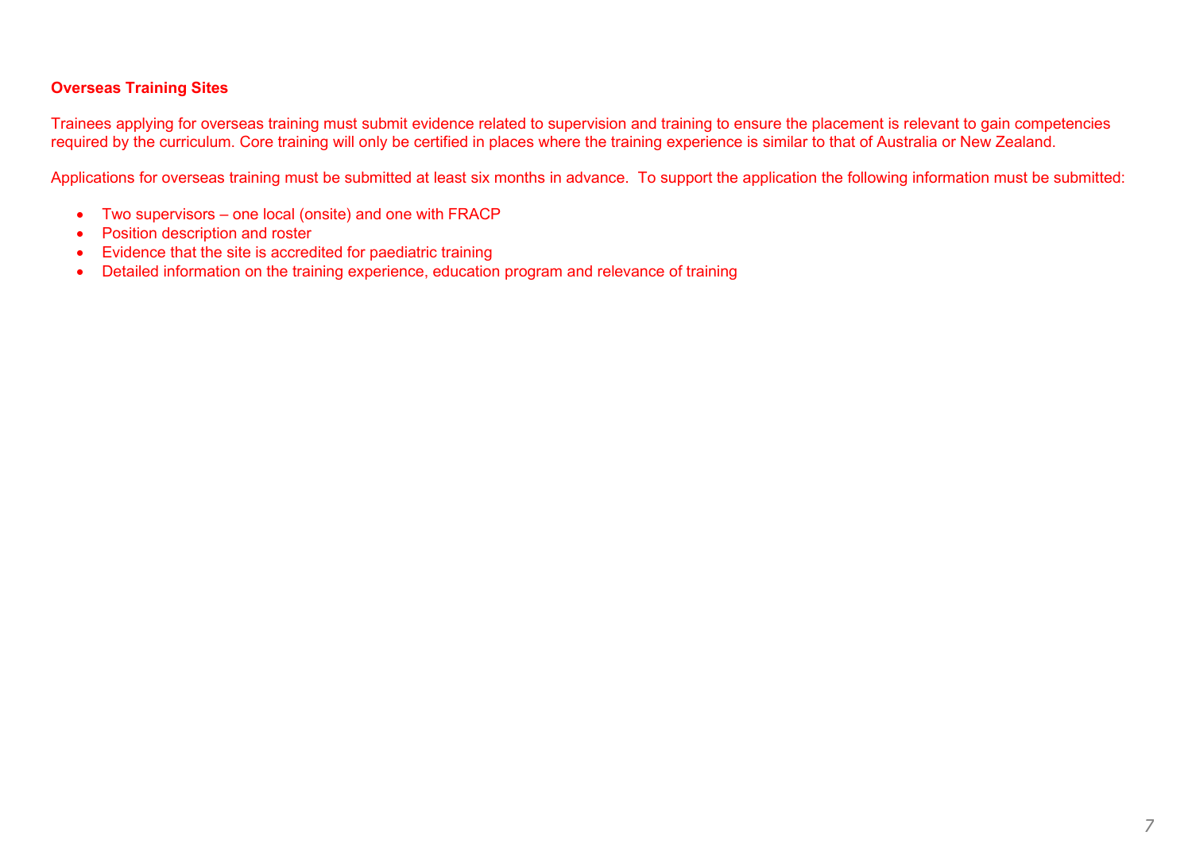**Overseas Training Sites**

Trainees applying for overseas training must submit evidence related to supervision and training to ensure the placement is relevant to gain competencies required by the curriculum. Core training will only be certified in places where the training experience is similar to that of Australia or New Zealand.

Applications for overseas training must be submitted at least six months in advance. To support the application the following information must be submitted:

- Two supervisors – one local (onsite) and one with FRACP
- Position description and roster
- Evidence that the site is accredited for paediatric training
- Detailed information on the training experience, education program and relevance of training